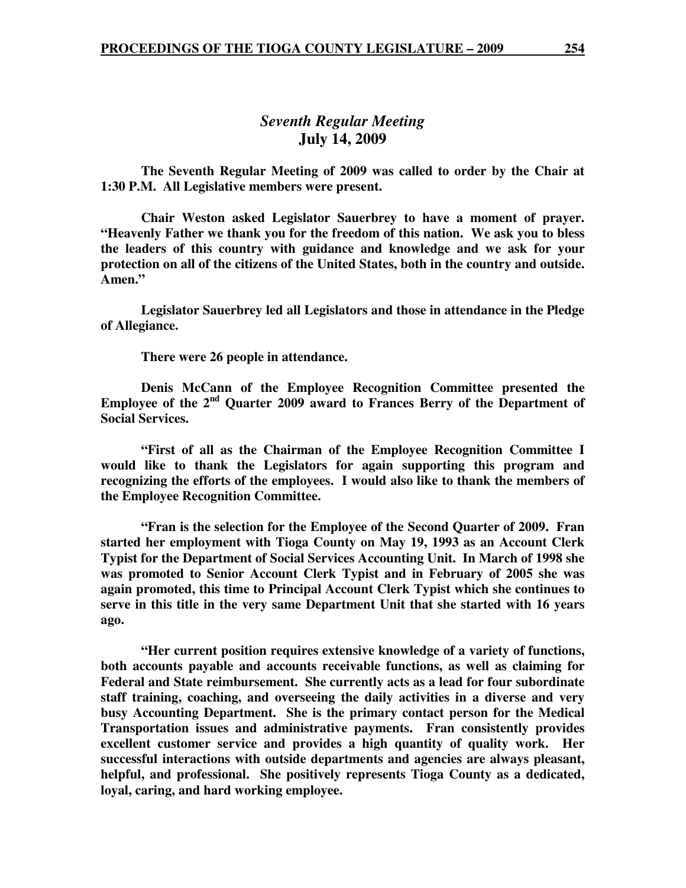## *Seventh Regular Meeting*
## July 14, 2009

**The Seventh Regular Meeting of 2009 was called to order by the Chair at 1:30 P.M. All Legislative members were present.**

**Chair Weston asked Legislator Sauerbrey to have a moment of prayer. "Heavenly Father we thank you for the freedom of this nation. We ask you to bless the leaders of this country with guidance and knowledge and we ask for your protection on all of the citizens of the United States, both in the country and outside. Amen."**

**Legislator Sauerbrey led all Legislators and those in attendance in the Pledge of Allegiance.**

**There were 26 people in attendance.**

**Denis McCann of the Employee Recognition Committee presented the Employee of the 2nd Quarter 2009 award to Frances Berry of the Department of Social Services.**

**"First of all as the Chairman of the Employee Recognition Committee I would like to thank the Legislators for again supporting this program and recognizing the efforts of the employees. I would also like to thank the members of the Employee Recognition Committee.**

**"Fran is the selection for the Employee of the Second Quarter of 2009. Fran started her employment with Tioga County on May 19, 1993 as an Account Clerk Typist for the Department of Social Services Accounting Unit. In March of 1998 she was promoted to Senior Account Clerk Typist and in February of 2005 she was again promoted, this time to Principal Account Clerk Typist which she continues to serve in this title in the very same Department Unit that she started with 16 years ago.**

**"Her current position requires extensive knowledge of a variety of functions, both accounts payable and accounts receivable functions, as well as claiming for Federal and State reimbursement. She currently acts as a lead for four subordinate staff training, coaching, and overseeing the daily activities in a diverse and very busy Accounting Department. She is the primary contact person for the Medical Transportation issues and administrative payments. Fran consistently provides excellent customer service and provides a high quantity of quality work. Her successful interactions with outside departments and agencies are always pleasant, helpful, and professional. She positively represents Tioga County as a dedicated, loyal, caring, and hard working employee.**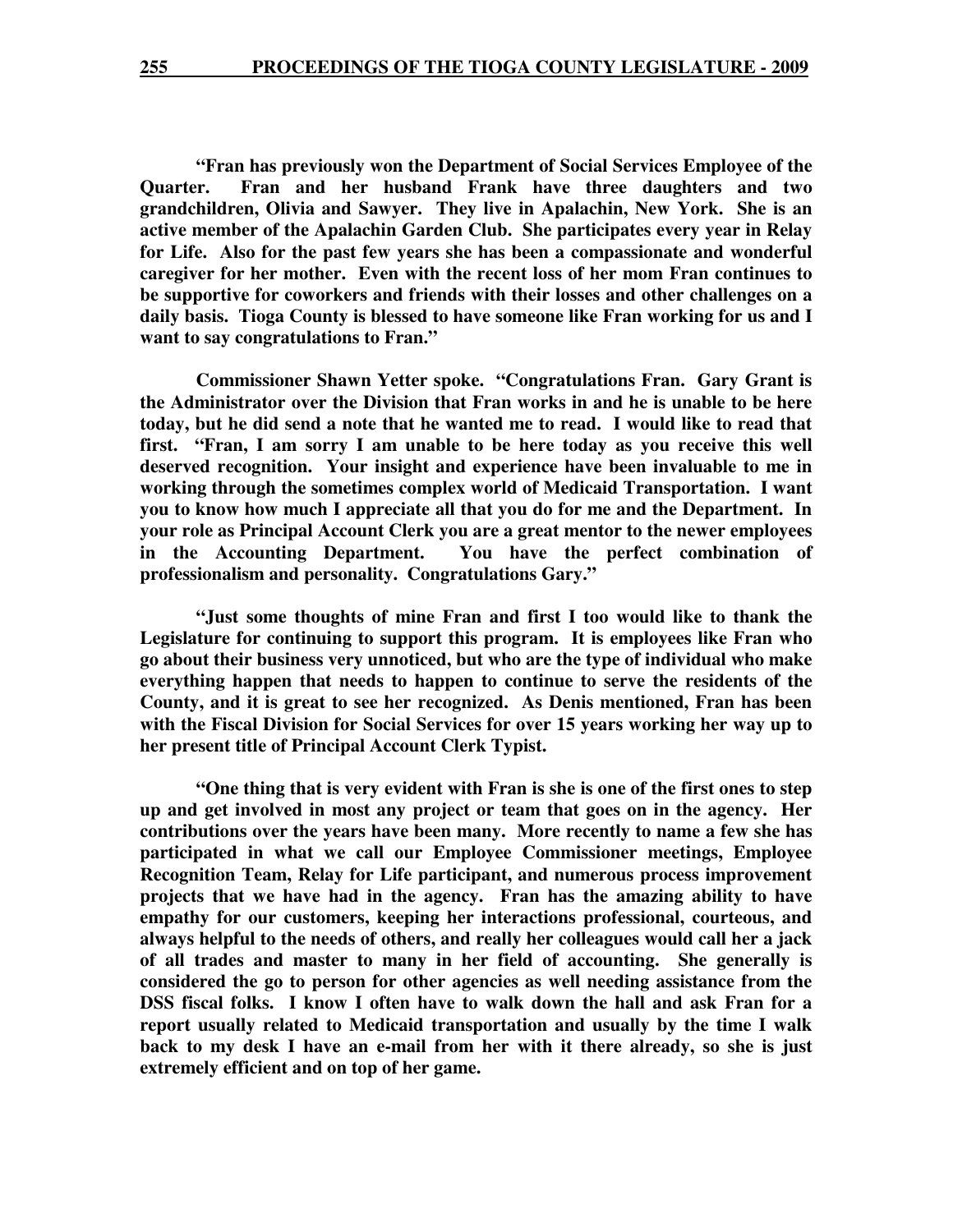**"Fran has previously won the Department of Social Services Employee of the Quarter. Fran and her husband Frank have three daughters and two grandchildren, Olivia and Sawyer. They live in Apalachin, New York. She is an active member of the Apalachin Garden Club. She participates every year in Relay for Life. Also for the past few years she has been a compassionate and wonderful caregiver for her mother. Even with the recent loss of her mom Fran continues to be supportive for coworkers and friends with their losses and other challenges on a daily basis. Tioga County is blessed to have someone like Fran working for us and I want to say congratulations to Fran."**

**Commissioner Shawn Yetter spoke. "Congratulations Fran. Gary Grant is the Administrator over the Division that Fran works in and he is unable to be here today, but he did send a note that he wanted me to read. I would like to read that first. "Fran, I am sorry I am unable to be here today as you receive this well deserved recognition. Your insight and experience have been invaluable to me in working through the sometimes complex world of Medicaid Transportation. I want you to know how much I appreciate all that you do for me and the Department. In your role as Principal Account Clerk you are a great mentor to the newer employees in the Accounting Department. You have the perfect combination of professionalism and personality. Congratulations Gary."**

**"Just some thoughts of mine Fran and first I too would like to thank the Legislature for continuing to support this program. It is employees like Fran who go about their business very unnoticed, but who are the type of individual who make everything happen that needs to happen to continue to serve the residents of the County, and it is great to see her recognized. As Denis mentioned, Fran has been with the Fiscal Division for Social Services for over 15 years working her way up to her present title of Principal Account Clerk Typist.**

**"One thing that is very evident with Fran is she is one of the first ones to step up and get involved in most any project or team that goes on in the agency. Her contributions over the years have been many. More recently to name a few she has participated in what we call our Employee Commissioner meetings, Employee Recognition Team, Relay for Life participant, and numerous process improvement projects that we have had in the agency. Fran has the amazing ability to have empathy for our customers, keeping her interactions professional, courteous, and always helpful to the needs of others, and really her colleagues would call her a jack of all trades and master to many in her field of accounting. She generally is considered the go to person for other agencies as well needing assistance from the DSS fiscal folks. I know I often have to walk down the hall and ask Fran for a report usually related to Medicaid transportation and usually by the time I walk back to my desk I have an e-mail from her with it there already, so she is just extremely efficient and on top of her game.**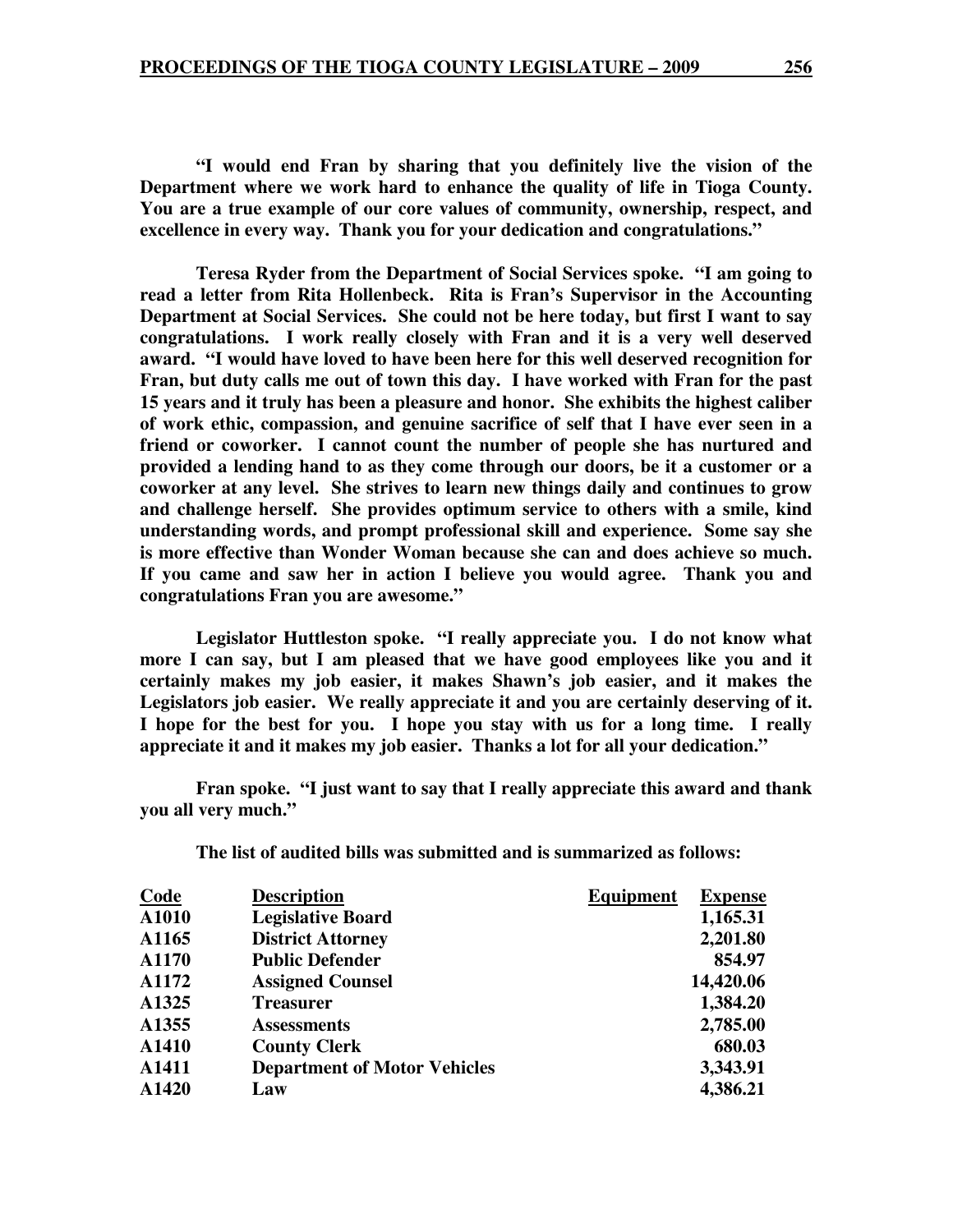**"I would end Fran by sharing that you definitely live the vision of the Department where we work hard to enhance the quality of life in Tioga County. You are a true example of our core values of community, ownership, respect, and excellence in every way. Thank you for your dedication and congratulations."**

**Teresa Ryder from the Department of Social Services spoke. "I am going to read a letter from Rita Hollenbeck. Rita is Fran's Supervisor in the Accounting Department at Social Services. She could not be here today, but first I want to say congratulations. I work really closely with Fran and it is a very well deserved award. "I would have loved to have been here for this well deserved recognition for Fran, but duty calls me out of town this day. I have worked with Fran for the past 15 years and it truly has been a pleasure and honor. She exhibits the highest caliber of work ethic, compassion, and genuine sacrifice of self that I have ever seen in a friend or coworker. I cannot count the number of people she has nurtured and provided a lending hand to as they come through our doors, be it a customer or a coworker at any level. She strives to learn new things daily and continues to grow and challenge herself. She provides optimum service to others with a smile, kind understanding words, and prompt professional skill and experience. Some say she is more effective than Wonder Woman because she can and does achieve so much. If you came and saw her in action I believe you would agree. Thank you and congratulations Fran you are awesome."**

**Legislator Huttleston spoke. "I really appreciate you. I do not know what more I can say, but I am pleased that we have good employees like you and it certainly makes my job easier, it makes Shawn's job easier, and it makes the Legislators job easier. We really appreciate it and you are certainly deserving of it. I hope for the best for you. I hope you stay with us for a long time. I really appreciate it and it makes my job easier. Thanks a lot for all your dedication."**

**Fran spoke. "I just want to say that I really appreciate this award and thank you all very much."**

**The list of audited bills was submitted and is summarized as follows:**

| Code | Description | Equipment | Expense |
|---|---|---|---|
| A1010 | Legislative Board | | 1,165.31 |
| A1165 | District Attorney | | 2,201.80 |
| A1170 | Public Defender | | 854.97 |
| A1172 | Assigned Counsel | | 14,420.06 |
| A1325 | Treasurer | | 1,384.20 |
| A1355 | Assessments | | 2,785.00 |
| A1410 | County Clerk | | 680.03 |
| A1411 | Department of Motor Vehicles | | 3,343.91 |
| A1420 | Law | | 4,386.21 |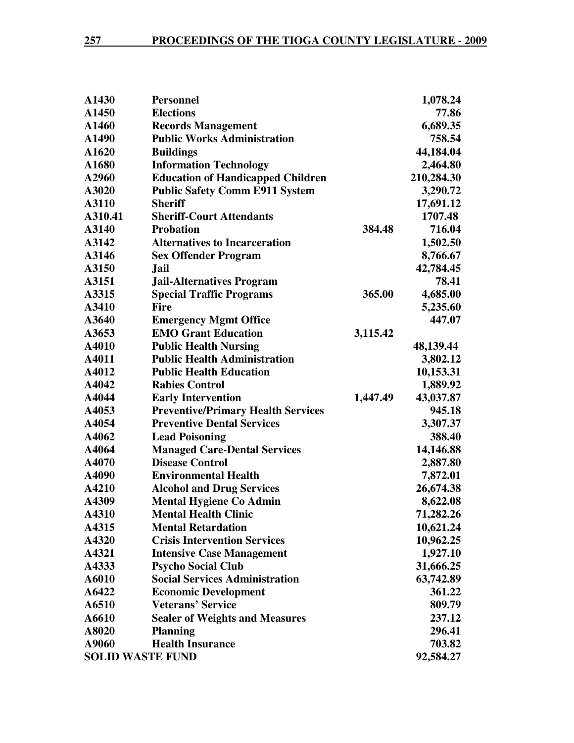| | | | |
|---|---|---|---|
| A1430 | Personnel | | 1,078.24 |
| A1450 | Elections | | 77.86 |
| A1460 | Records Management | | 6,689.35 |
| A1490 | Public Works Administration | | 758.54 |
| A1620 | Buildings | | 44,184.04 |
| A1680 | Information Technology | | 2,464.80 |
| A2960 | Education of Handicapped Children | | 210,284.30 |
| A3020 | Public Safety Comm E911 System | | 3,290.72 |
| A3110 | Sheriff | | 17,691.12 |
| A310.41 | Sheriff-Court Attendants | | 1707.48 |
| A3140 | Probation | 384.48 | 716.04 |
| A3142 | Alternatives to Incarceration | | 1,502.50 |
| A3146 | Sex Offender Program | | 8,766.67 |
| A3150 | Jail | | 42,784.45 |
| A3151 | Jail-Alternatives Program | | 78.41 |
| A3315 | Special Traffic Programs | 365.00 | 4,685.00 |
| A3410 | Fire | | 5,235.60 |
| A3640 | Emergency Mgmt Office | | 447.07 |
| A3653 | EMO Grant Education | 3,115.42 | |
| A4010 | Public Health Nursing | | 48,139.44 |
| A4011 | Public Health Administration | | 3,802.12 |
| A4012 | Public Health Education | | 10,153.31 |
| A4042 | Rabies Control | | 1,889.92 |
| A4044 | Early Intervention | 1,447.49 | 43,037.87 |
| A4053 | Preventive/Primary Health Services | | 945.18 |
| A4054 | Preventive Dental Services | | 3,307.37 |
| A4062 | Lead Poisoning | | 388.40 |
| A4064 | Managed Care-Dental Services | | 14,146.88 |
| A4070 | Disease Control | | 2,887.80 |
| A4090 | Environmental Health | | 7,872.01 |
| A4210 | Alcohol and Drug Services | | 26,674.38 |
| A4309 | Mental Hygiene Co Admin | | 8,622.08 |
| A4310 | Mental Health Clinic | | 71,282.26 |
| A4315 | Mental Retardation | | 10,621.24 |
| A4320 | Crisis Intervention Services | | 10,962.25 |
| A4321 | Intensive Case Management | | 1,927.10 |
| A4333 | Psycho Social Club | | 31,666.25 |
| A6010 | Social Services Administration | | 63,742.89 |
| A6422 | Economic Development | | 361.22 |
| A6510 | Veterans' Service | | 809.79 |
| A6610 | Sealer of Weights and Measures | | 237.12 |
| A8020 | Planning | | 296.41 |
| A9060 | Health Insurance | | 703.82 |
| SOLID WASTE FUND | | | 92,584.27 |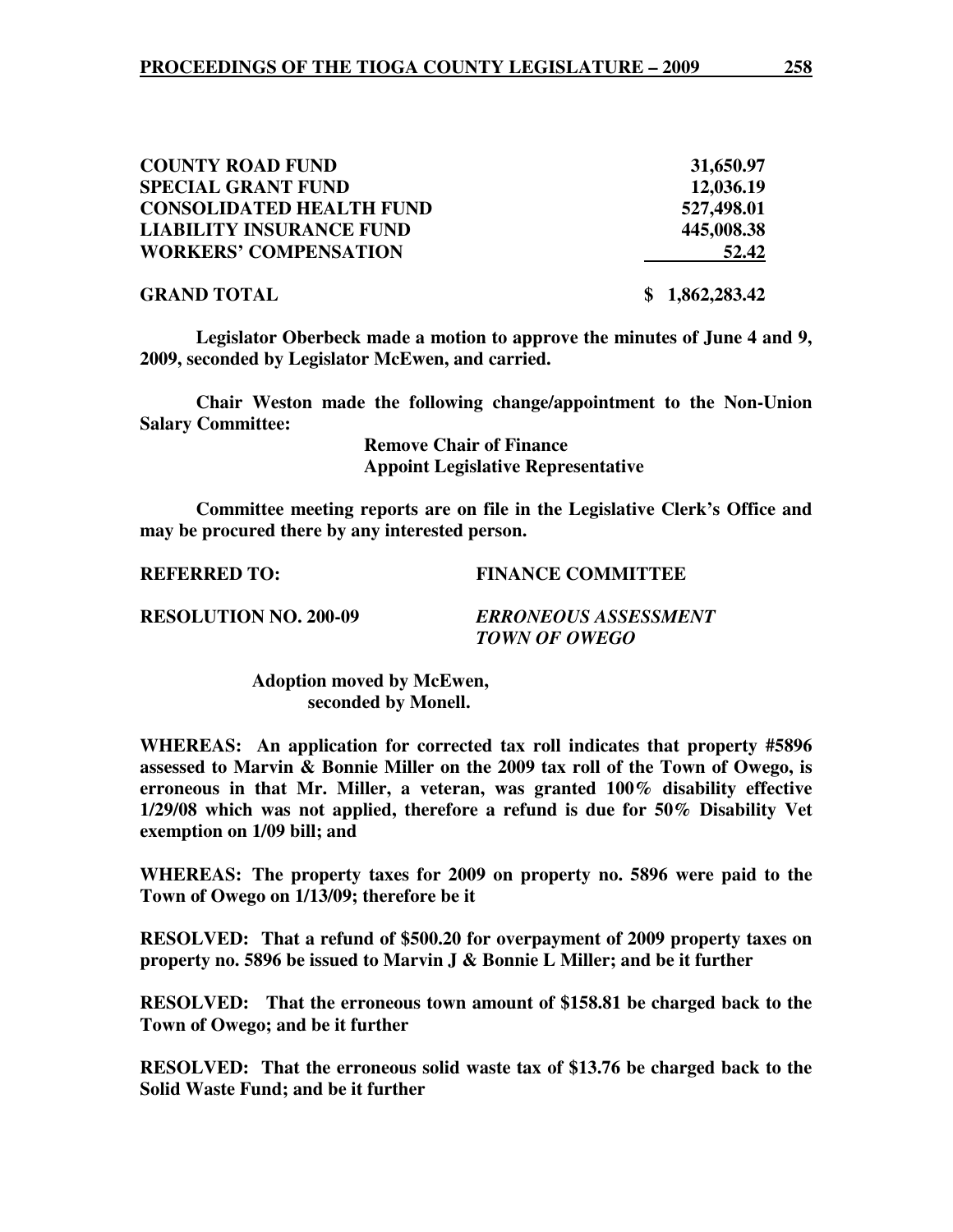| | |
|---|---|
| **COUNTY ROAD FUND** | **31,650.97** |
| **SPECIAL GRANT FUND** | **12,036.19** |
| **CONSOLIDATED HEALTH FUND** | **527,498.01** |
| **LIABILITY INSURANCE FUND** | **445,008.38** |
| **WORKERS' COMPENSATION** | **52.42** |
| **GRAND TOTAL** | **$ 1,862,283.42** |

**Legislator Oberbeck made a motion to approve the minutes of June 4 and 9, 2009, seconded by Legislator McEwen, and carried.**

**Chair Weston made the following change/appointment to the Non-Union Salary Committee:**

**Remove Chair of Finance**
**Appoint Legislative Representative**

**Committee meeting reports are on file in the Legislative Clerk's Office and may be procured there by any interested person.**

**REFERRED TO: FINANCE COMMITTEE**

**RESOLUTION NO. 200-09** ***ERRONEOUS ASSESSMENT TOWN OF OWEGO***

**Adoption moved by McEwen, seconded by Monell.**

**WHEREAS: An application for corrected tax roll indicates that property #5896 assessed to Marvin & Bonnie Miller on the 2009 tax roll of the Town of Owego, is erroneous in that Mr. Miller, a veteran, was granted 100% disability effective 1/29/08 which was not applied, therefore a refund is due for 50% Disability Vet exemption on 1/09 bill; and**

**WHEREAS: The property taxes for 2009 on property no. 5896 were paid to the Town of Owego on 1/13/09; therefore be it**

**RESOLVED: That a refund of $500.20 for overpayment of 2009 property taxes on property no. 5896 be issued to Marvin J & Bonnie L Miller; and be it further**

**RESOLVED: That the erroneous town amount of $158.81 be charged back to the Town of Owego; and be it further**

**RESOLVED: That the erroneous solid waste tax of $13.76 be charged back to the Solid Waste Fund; and be it further**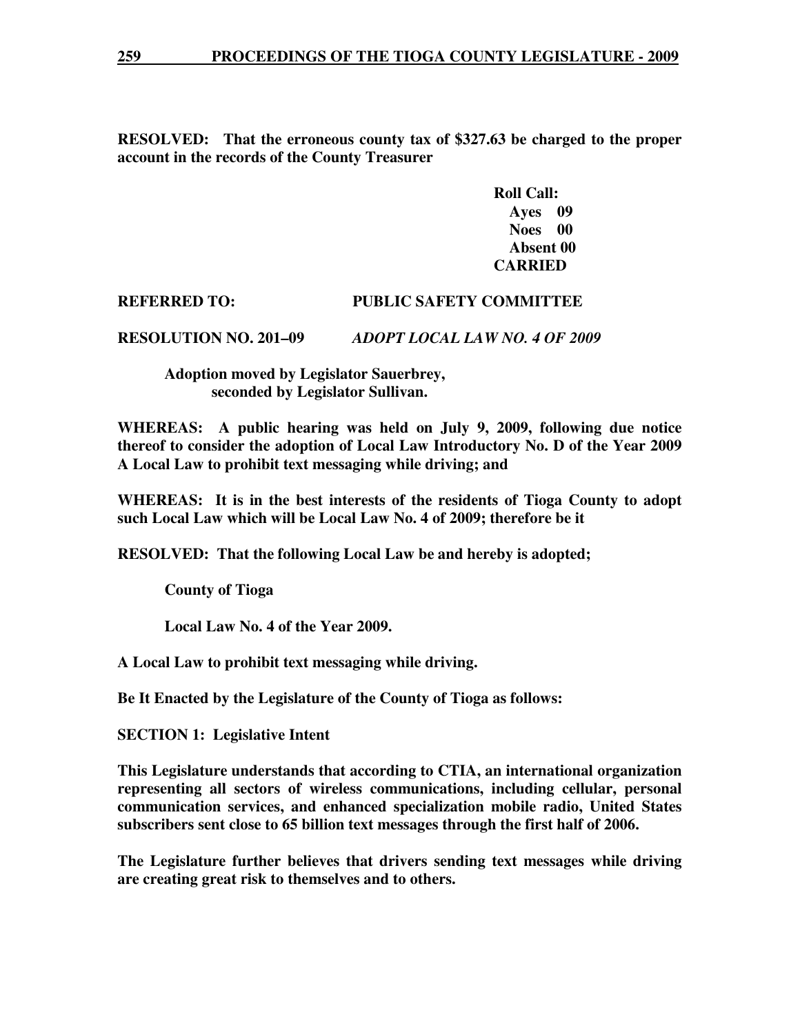**RESOLVED: That the erroneous county tax of $327.63 be charged to the proper account in the records of the County Treasurer**

**Roll Call:**
**Ayes 09**
**Noes 00**
**Absent 00**
**CARRIED**

**REFERRED TO: PUBLIC SAFETY COMMITTEE**

**RESOLUTION NO. 201–09** ***ADOPT LOCAL LAW NO. 4 OF 2009***

**Adoption moved by Legislator Sauerbrey, seconded by Legislator Sullivan.**

**WHEREAS: A public hearing was held on July 9, 2009, following due notice thereof to consider the adoption of Local Law Introductory No. D of the Year 2009 A Local Law to prohibit text messaging while driving; and**

**WHEREAS: It is in the best interests of the residents of Tioga County to adopt such Local Law which will be Local Law No. 4 of 2009; therefore be it**

**RESOLVED: That the following Local Law be and hereby is adopted;**

**County of Tioga**

**Local Law No. 4 of the Year 2009.**

**A Local Law to prohibit text messaging while driving.**

**Be It Enacted by the Legislature of the County of Tioga as follows:**

**SECTION 1: Legislative Intent**

**This Legislature understands that according to CTIA, an international organization representing all sectors of wireless communications, including cellular, personal communication services, and enhanced specialization mobile radio, United States subscribers sent close to 65 billion text messages through the first half of 2006.**

**The Legislature further believes that drivers sending text messages while driving are creating great risk to themselves and to others.**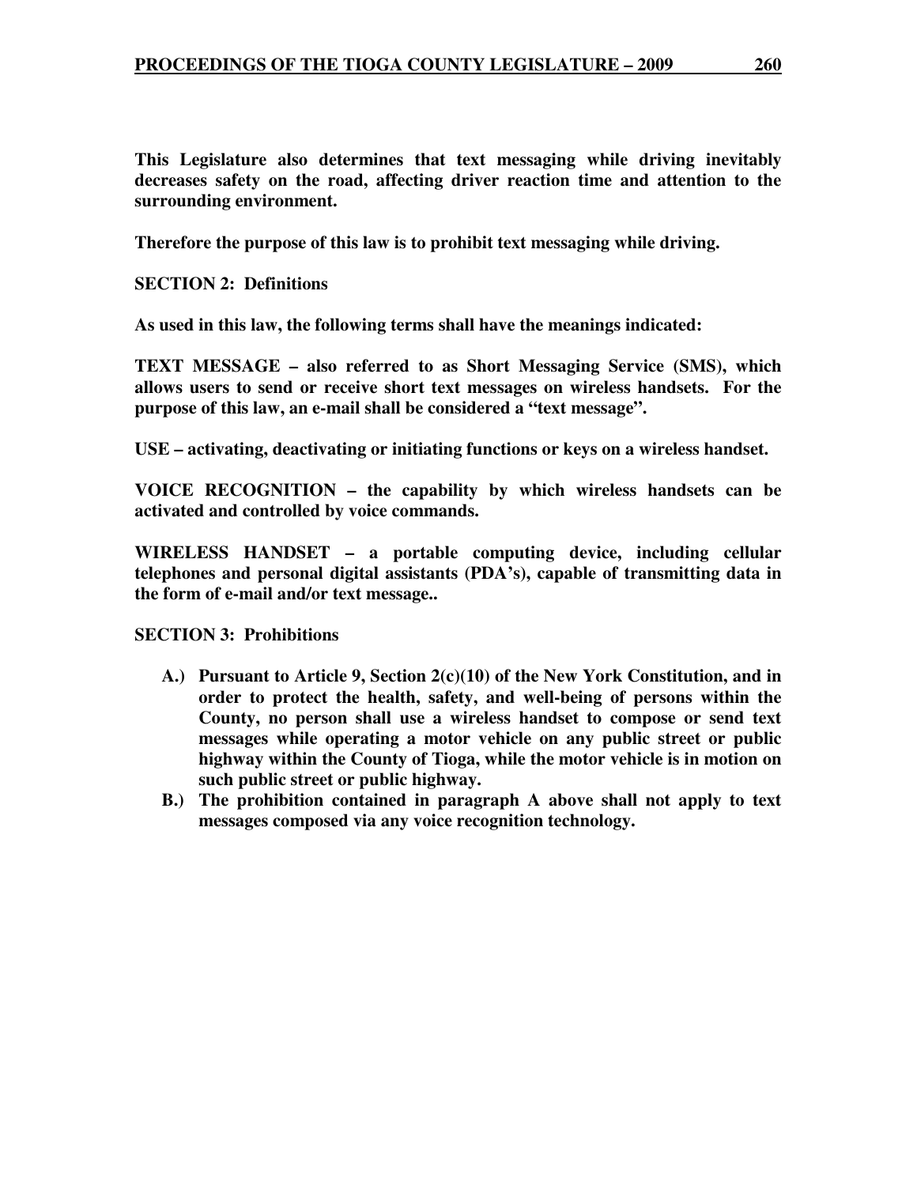**This Legislature also determines that text messaging while driving inevitably decreases safety on the road, affecting driver reaction time and attention to the surrounding environment.**

**Therefore the purpose of this law is to prohibit text messaging while driving.**

**SECTION 2: Definitions**

**As used in this law, the following terms shall have the meanings indicated:**

**TEXT MESSAGE – also referred to as Short Messaging Service (SMS), which allows users to send or receive short text messages on wireless handsets. For the purpose of this law, an e-mail shall be considered a "text message".**

**USE – activating, deactivating or initiating functions or keys on a wireless handset.**

**VOICE RECOGNITION – the capability by which wireless handsets can be activated and controlled by voice commands.**

**WIRELESS HANDSET – a portable computing device, including cellular telephones and personal digital assistants (PDA's), capable of transmitting data in the form of e-mail and/or text message..**

**SECTION 3: Prohibitions**

- **A.) Pursuant to Article 9, Section 2(c)(10) of the New York Constitution, and in order to protect the health, safety, and well-being of persons within the County, no person shall use a wireless handset to compose or send text messages while operating a motor vehicle on any public street or public highway within the County of Tioga, while the motor vehicle is in motion on such public street or public highway.**
- **B.) The prohibition contained in paragraph A above shall not apply to text messages composed via any voice recognition technology.**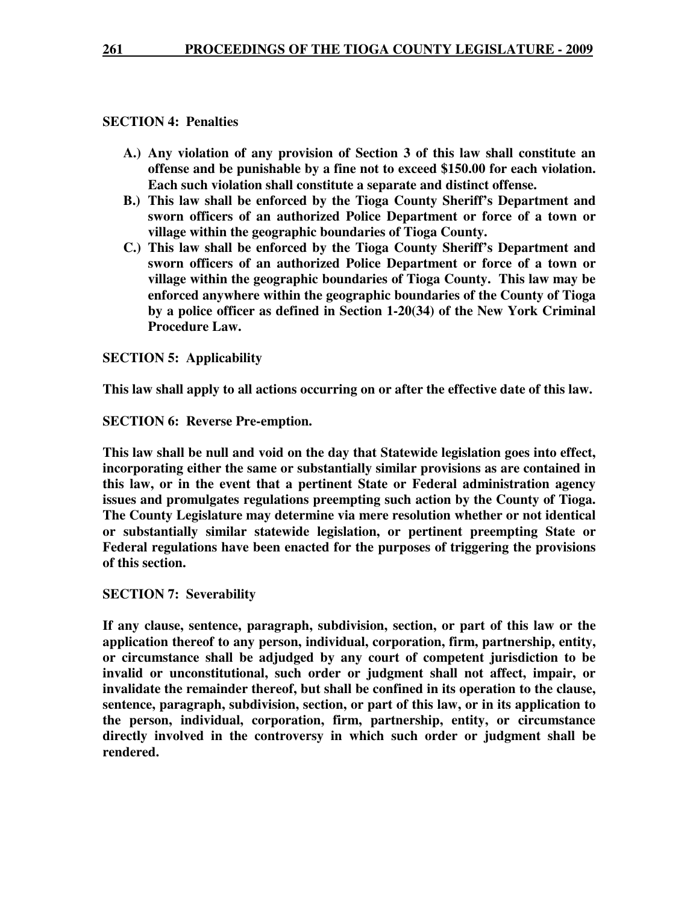**SECTION 4: Penalties**

- **A.) Any violation of any provision of Section 3 of this law shall constitute an offense and be punishable by a fine not to exceed $150.00 for each violation. Each such violation shall constitute a separate and distinct offense.**
- **B.) This law shall be enforced by the Tioga County Sheriff's Department and sworn officers of an authorized Police Department or force of a town or village within the geographic boundaries of Tioga County.**
- **C.) This law shall be enforced by the Tioga County Sheriff's Department and sworn officers of an authorized Police Department or force of a town or village within the geographic boundaries of Tioga County. This law may be enforced anywhere within the geographic boundaries of the County of Tioga by a police officer as defined in Section 1-20(34) of the New York Criminal Procedure Law.**

**SECTION 5: Applicability**

**This law shall apply to all actions occurring on or after the effective date of this law.**

**SECTION 6: Reverse Pre-emption.**

**This law shall be null and void on the day that Statewide legislation goes into effect, incorporating either the same or substantially similar provisions as are contained in this law, or in the event that a pertinent State or Federal administration agency issues and promulgates regulations preempting such action by the County of Tioga. The County Legislature may determine via mere resolution whether or not identical or substantially similar statewide legislation, or pertinent preempting State or Federal regulations have been enacted for the purposes of triggering the provisions of this section.**

**SECTION 7: Severability**

**If any clause, sentence, paragraph, subdivision, section, or part of this law or the application thereof to any person, individual, corporation, firm, partnership, entity, or circumstance shall be adjudged by any court of competent jurisdiction to be invalid or unconstitutional, such order or judgment shall not affect, impair, or invalidate the remainder thereof, but shall be confined in its operation to the clause, sentence, paragraph, subdivision, section, or part of this law, or in its application to the person, individual, corporation, firm, partnership, entity, or circumstance directly involved in the controversy in which such order or judgment shall be rendered.**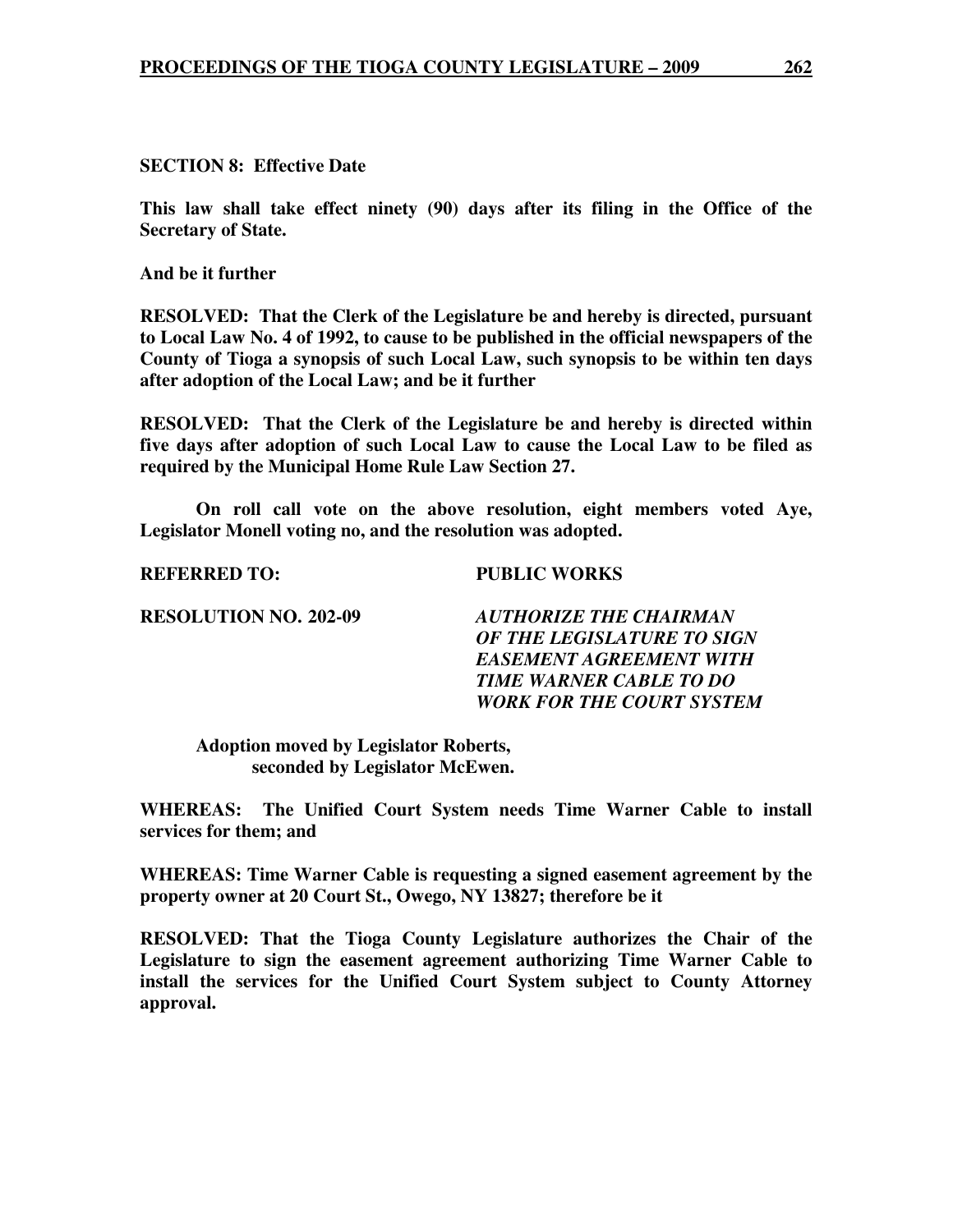**SECTION 8: Effective Date**

**This law shall take effect ninety (90) days after its filing in the Office of the Secretary of State.**

**And be it further**

**RESOLVED: That the Clerk of the Legislature be and hereby is directed, pursuant to Local Law No. 4 of 1992, to cause to be published in the official newspapers of the County of Tioga a synopsis of such Local Law, such synopsis to be within ten days after adoption of the Local Law; and be it further**

**RESOLVED: That the Clerk of the Legislature be and hereby is directed within five days after adoption of such Local Law to cause the Local Law to be filed as required by the Municipal Home Rule Law Section 27.**

**On roll call vote on the above resolution, eight members voted Aye, Legislator Monell voting no, and the resolution was adopted.**

**REFERRED TO:** **PUBLIC WORKS**

**RESOLUTION NO. 202-09** ***AUTHORIZE THE CHAIRMAN OF THE LEGISLATURE TO SIGN EASEMENT AGREEMENT WITH TIME WARNER CABLE TO DO WORK FOR THE COURT SYSTEM***

**Adoption moved by Legislator Roberts, seconded by Legislator McEwen.**

**WHEREAS: The Unified Court System needs Time Warner Cable to install services for them; and**

**WHEREAS: Time Warner Cable is requesting a signed easement agreement by the property owner at 20 Court St., Owego, NY 13827; therefore be it**

**RESOLVED: That the Tioga County Legislature authorizes the Chair of the Legislature to sign the easement agreement authorizing Time Warner Cable to install the services for the Unified Court System subject to County Attorney approval.**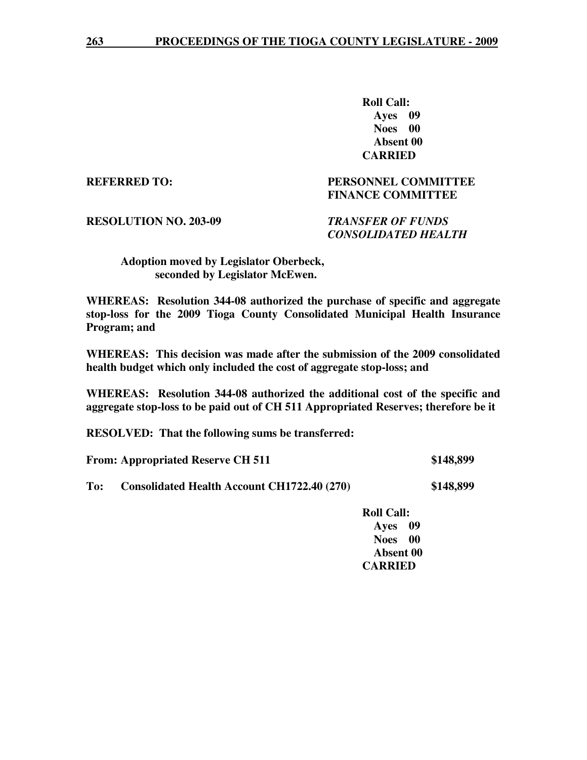**Roll Call:**
**Ayes 09**
**Noes 00**
**Absent 00**
**CARRIED**

**REFERRED TO:** **PERSONNEL COMMITTEE**
**FINANCE COMMITTEE**

**RESOLUTION NO. 203-09** ***TRANSFER OF FUNDS***
***CONSOLIDATED HEALTH***

**Adoption moved by Legislator Oberbeck,**
**seconded by Legislator McEwen.**

**WHEREAS: Resolution 344-08 authorized the purchase of specific and aggregate stop-loss for the 2009 Tioga County Consolidated Municipal Health Insurance Program; and**

**WHEREAS: This decision was made after the submission of the 2009 consolidated health budget which only included the cost of aggregate stop-loss; and**

**WHEREAS: Resolution 344-08 authorized the additional cost of the specific and aggregate stop-loss to be paid out of CH 511 Appropriated Reserves; therefore be it**

**RESOLVED: That the following sums be transferred:**

| | | |
|---|---|---|
| **From:** | **Appropriated Reserve CH 511** | **$148,899** |
| **To:** | **Consolidated Health Account CH1722.40 (270)** | **$148,899** |

**Roll Call:**
**Ayes 09**
**Noes 00**
**Absent 00**
**CARRIED**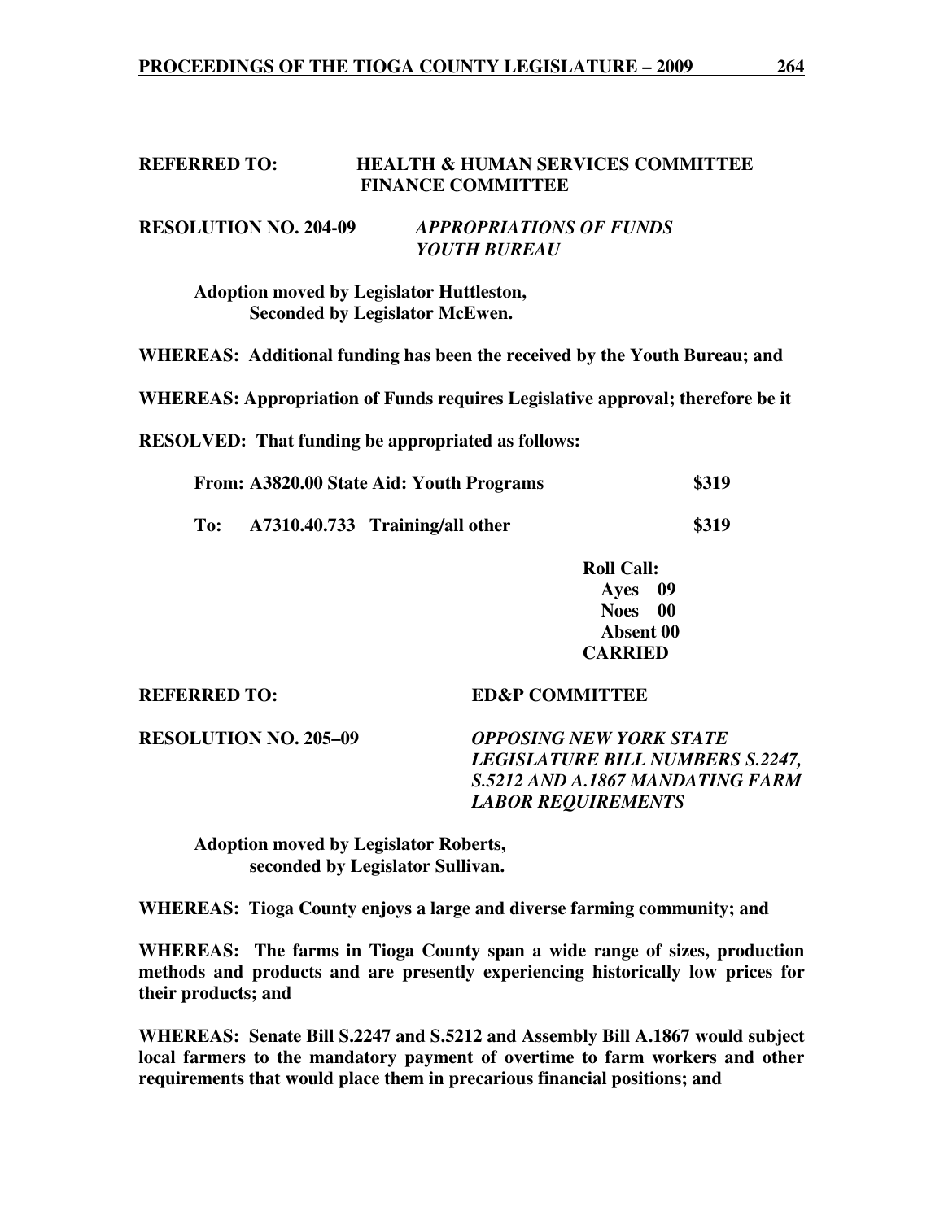**REFERRED TO: HEALTH & HUMAN SERVICES COMMITTEE**
**FINANCE COMMITTEE**

**RESOLUTION NO. 204-09** ***APPROPRIATIONS OF FUNDS YOUTH BUREAU***

**Adoption moved by Legislator Huttleston,**
**Seconded by Legislator McEwen.**

**WHEREAS: Additional funding has been the received by the Youth Bureau; and**

**WHEREAS: Appropriation of Funds requires Legislative approval; therefore be it**

**RESOLVED: That funding be appropriated as follows:**

| | | |
|---|---|---|
| **From:** | **A3820.00 State Aid: Youth Programs** | **$319** |
| **To:** | **A7310.40.733 Training/all other** | **$319** |

**Roll Call:**
**Ayes 09**
**Noes 00**
**Absent 00**
**CARRIED**

**REFERRED TO: ED&P COMMITTEE**

**RESOLUTION NO. 205–09** ***OPPOSING NEW YORK STATE LEGISLATURE BILL NUMBERS S.2247, S.5212 AND A.1867 MANDATING FARM LABOR REQUIREMENTS***

**Adoption moved by Legislator Roberts,**
**seconded by Legislator Sullivan.**

**WHEREAS: Tioga County enjoys a large and diverse farming community; and**

**WHEREAS: The farms in Tioga County span a wide range of sizes, production methods and products and are presently experiencing historically low prices for their products; and**

**WHEREAS: Senate Bill S.2247 and S.5212 and Assembly Bill A.1867 would subject local farmers to the mandatory payment of overtime to farm workers and other requirements that would place them in precarious financial positions; and**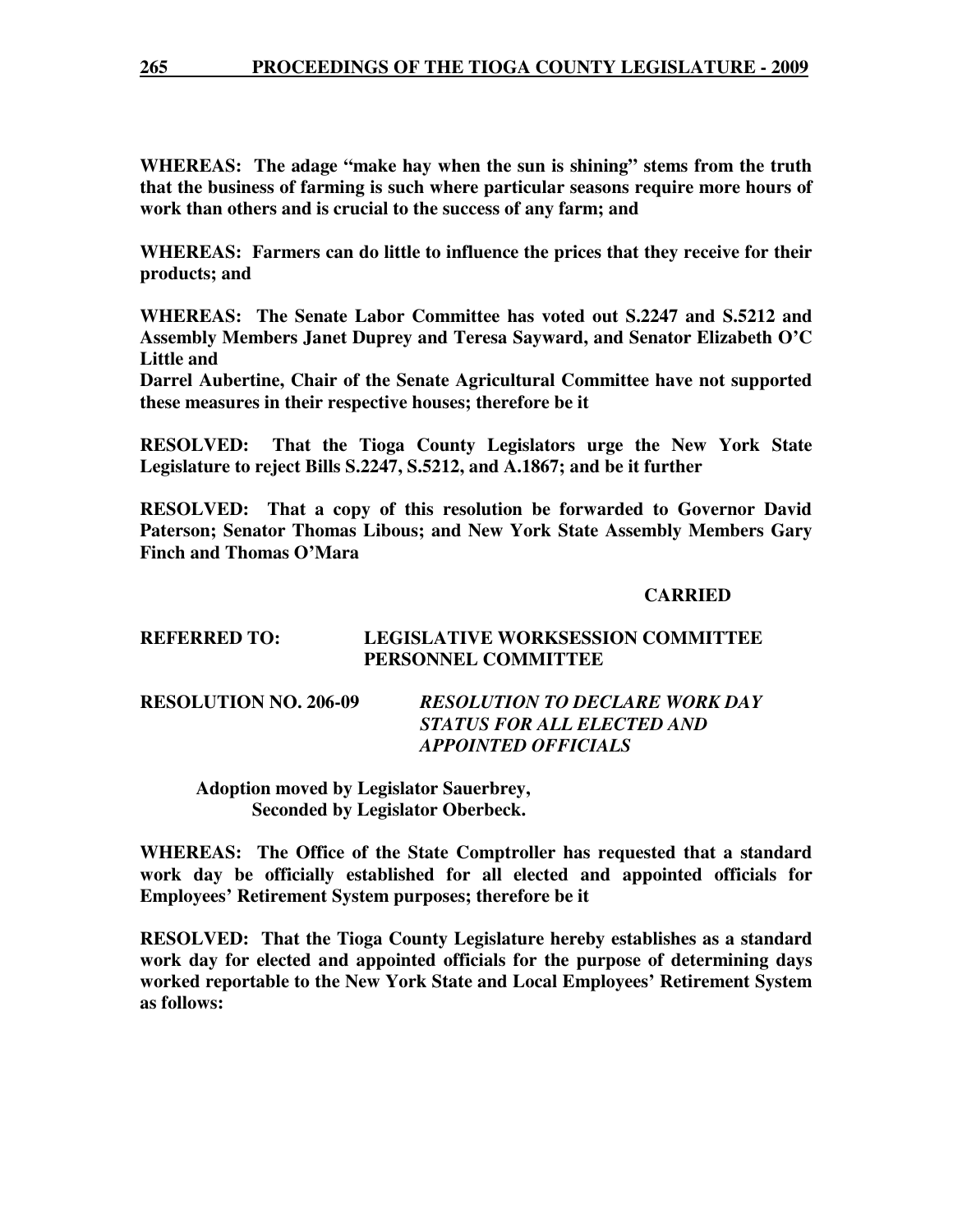**WHEREAS: The adage "make hay when the sun is shining" stems from the truth that the business of farming is such where particular seasons require more hours of work than others and is crucial to the success of any farm; and**

**WHEREAS: Farmers can do little to influence the prices that they receive for their products; and**

**WHEREAS: The Senate Labor Committee has voted out S.2247 and S.5212 and Assembly Members Janet Duprey and Teresa Sayward, and Senator Elizabeth O'C Little and**
**Darrel Aubertine, Chair of the Senate Agricultural Committee have not supported these measures in their respective houses; therefore be it**

**RESOLVED: That the Tioga County Legislators urge the New York State Legislature to reject Bills S.2247, S.5212, and A.1867; and be it further**

**RESOLVED: That a copy of this resolution be forwarded to Governor David Paterson; Senator Thomas Libous; and New York State Assembly Members Gary Finch and Thomas O'Mara**

**CARRIED**

**REFERRED TO: LEGISLATIVE WORKSESSION COMMITTEE**
**PERSONNEL COMMITTEE**

**RESOLUTION NO. 206-09** ***RESOLUTION TO DECLARE WORK DAY STATUS FOR ALL ELECTED AND APPOINTED OFFICIALS***

**Adoption moved by Legislator Sauerbrey,**
**Seconded by Legislator Oberbeck.**

**WHEREAS: The Office of the State Comptroller has requested that a standard work day be officially established for all elected and appointed officials for Employees' Retirement System purposes; therefore be it**

**RESOLVED: That the Tioga County Legislature hereby establishes as a standard work day for elected and appointed officials for the purpose of determining days worked reportable to the New York State and Local Employees' Retirement System as follows:**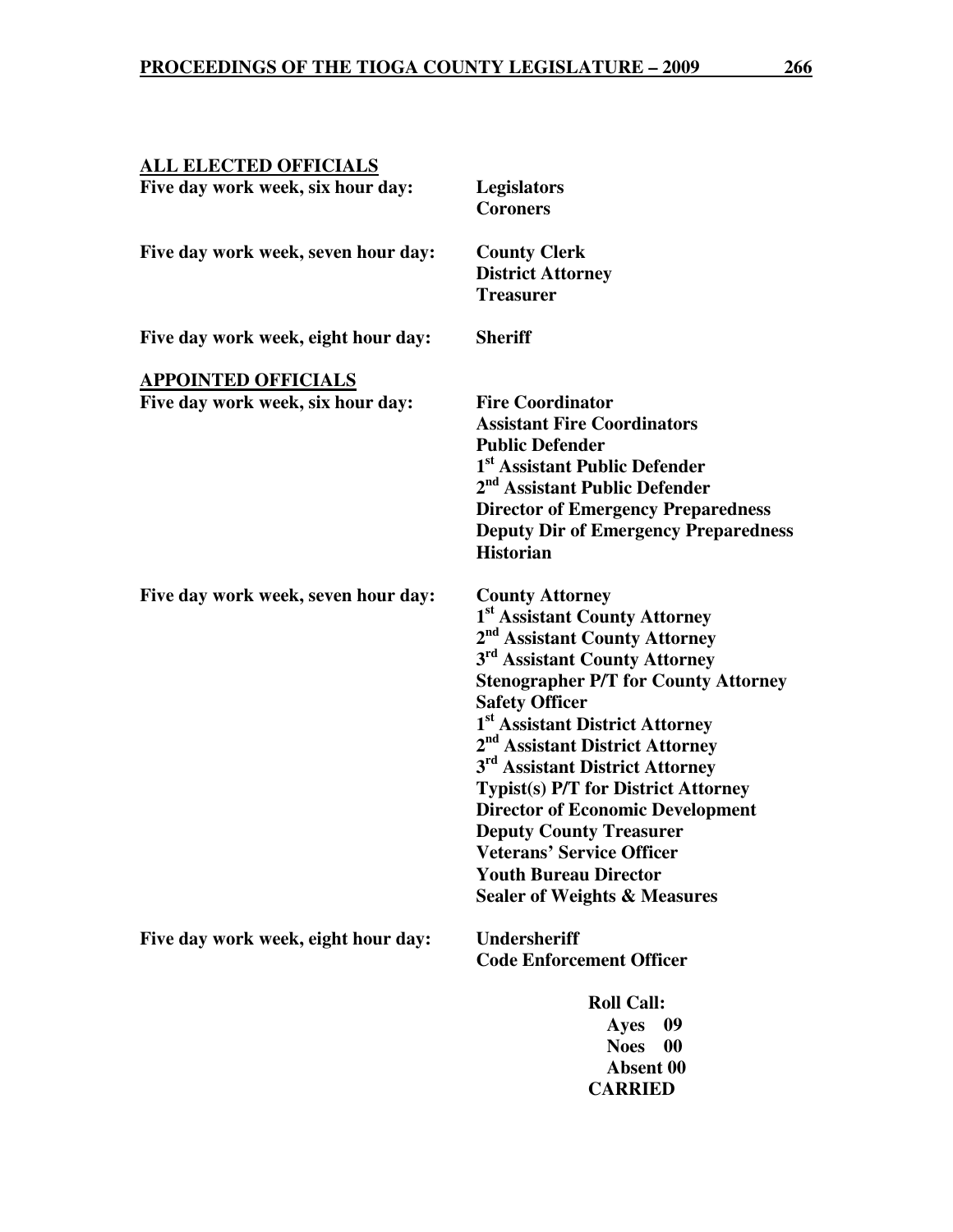**ALL ELECTED OFFICIALS**

| | |
|---|---|
| **Five day work week, six hour day:** | **Legislators**<br>**Coroners** |
| **Five day work week, seven hour day:** | **County Clerk**<br>**District Attorney**<br>**Treasurer** |
| **Five day work week, eight hour day:** | **Sheriff** |

**APPOINTED OFFICIALS**

| | |
|---|---|
| **Five day work week, six hour day:** | **Fire Coordinator**<br>**Assistant Fire Coordinators**<br>**Public Defender**<br>**1st Assistant Public Defender**<br>**2nd Assistant Public Defender**<br>**Director of Emergency Preparedness**<br>**Deputy Dir of Emergency Preparedness**<br>**Historian** |
| **Five day work week, seven hour day:** | **County Attorney**<br>**1st Assistant County Attorney**<br>**2nd Assistant County Attorney**<br>**3rd Assistant County Attorney**<br>**Stenographer P/T for County Attorney**<br>**Safety Officer**<br>**1st Assistant District Attorney**<br>**2nd Assistant District Attorney**<br>**3rd Assistant District Attorney**<br>**Typist(s) P/T for District Attorney**<br>**Director of Economic Development**<br>**Deputy County Treasurer**<br>**Veterans' Service Officer**<br>**Youth Bureau Director**<br>**Sealer of Weights & Measures** |
| **Five day work week, eight hour day:** | **Undersheriff**<br>**Code Enforcement Officer** |

**Roll Call:**
**Ayes 09**
**Noes 00**
**Absent 00**
**CARRIED**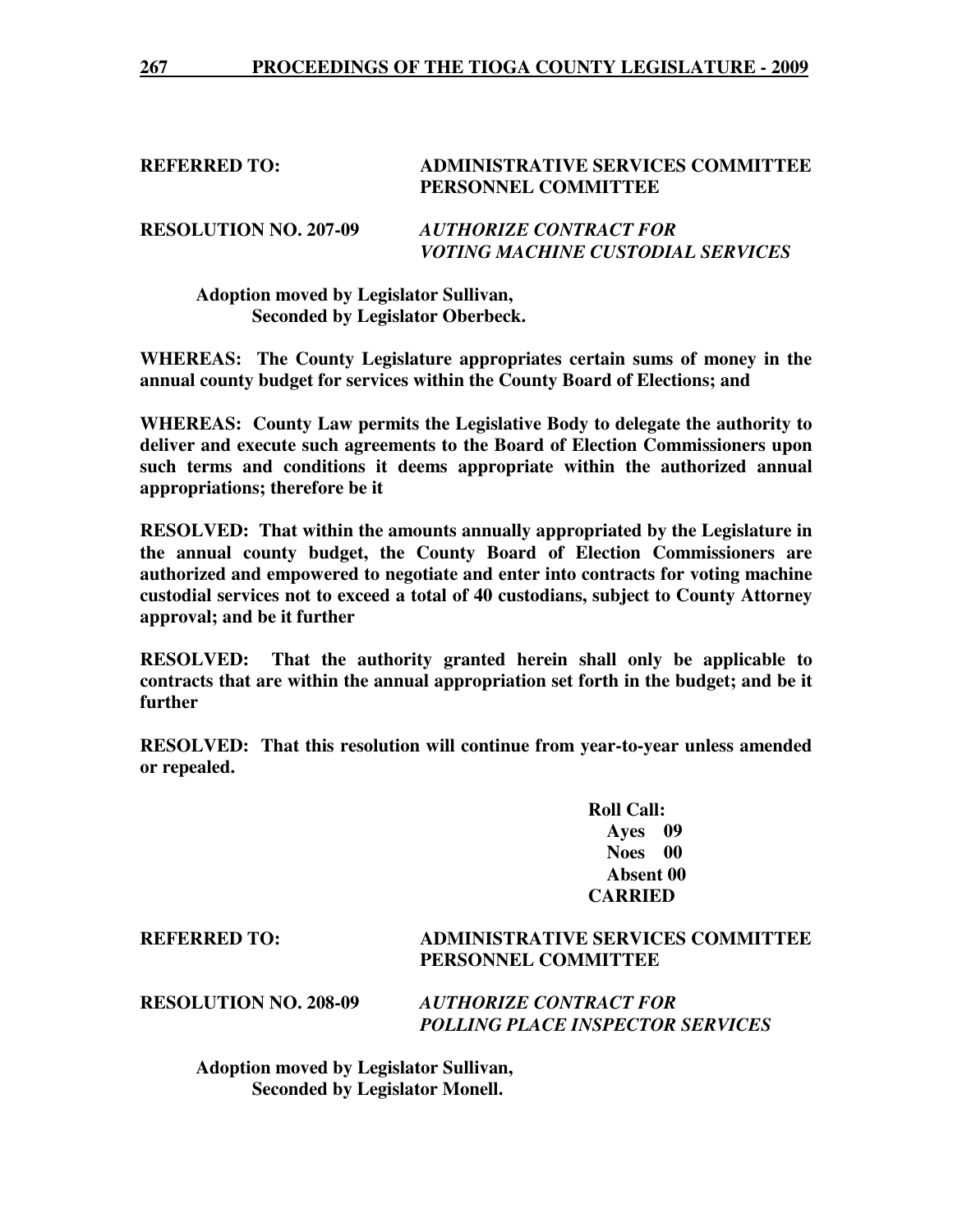**REFERRED TO:** **ADMINISTRATIVE SERVICES COMMITTEE**
**PERSONNEL COMMITTEE**

**RESOLUTION NO. 207-09** ***AUTHORIZE CONTRACT FOR VOTING MACHINE CUSTODIAL SERVICES***

**Adoption moved by Legislator Sullivan,**
**Seconded by Legislator Oberbeck.**

**WHEREAS: The County Legislature appropriates certain sums of money in the annual county budget for services within the County Board of Elections; and**

**WHEREAS: County Law permits the Legislative Body to delegate the authority to deliver and execute such agreements to the Board of Election Commissioners upon such terms and conditions it deems appropriate within the authorized annual appropriations; therefore be it**

**RESOLVED: That within the amounts annually appropriated by the Legislature in the annual county budget, the County Board of Election Commissioners are authorized and empowered to negotiate and enter into contracts for voting machine custodial services not to exceed a total of 40 custodians, subject to County Attorney approval; and be it further**

**RESOLVED: That the authority granted herein shall only be applicable to contracts that are within the annual appropriation set forth in the budget; and be it further**

**RESOLVED: That this resolution will continue from year-to-year unless amended or repealed.**

**Roll Call:**
**Ayes 09**
**Noes 00**
**Absent 00**
**CARRIED**

**REFERRED TO:** **ADMINISTRATIVE SERVICES COMMITTEE**
**PERSONNEL COMMITTEE**

**RESOLUTION NO. 208-09** ***AUTHORIZE CONTRACT FOR POLLING PLACE INSPECTOR SERVICES***

**Adoption moved by Legislator Sullivan,**
**Seconded by Legislator Monell.**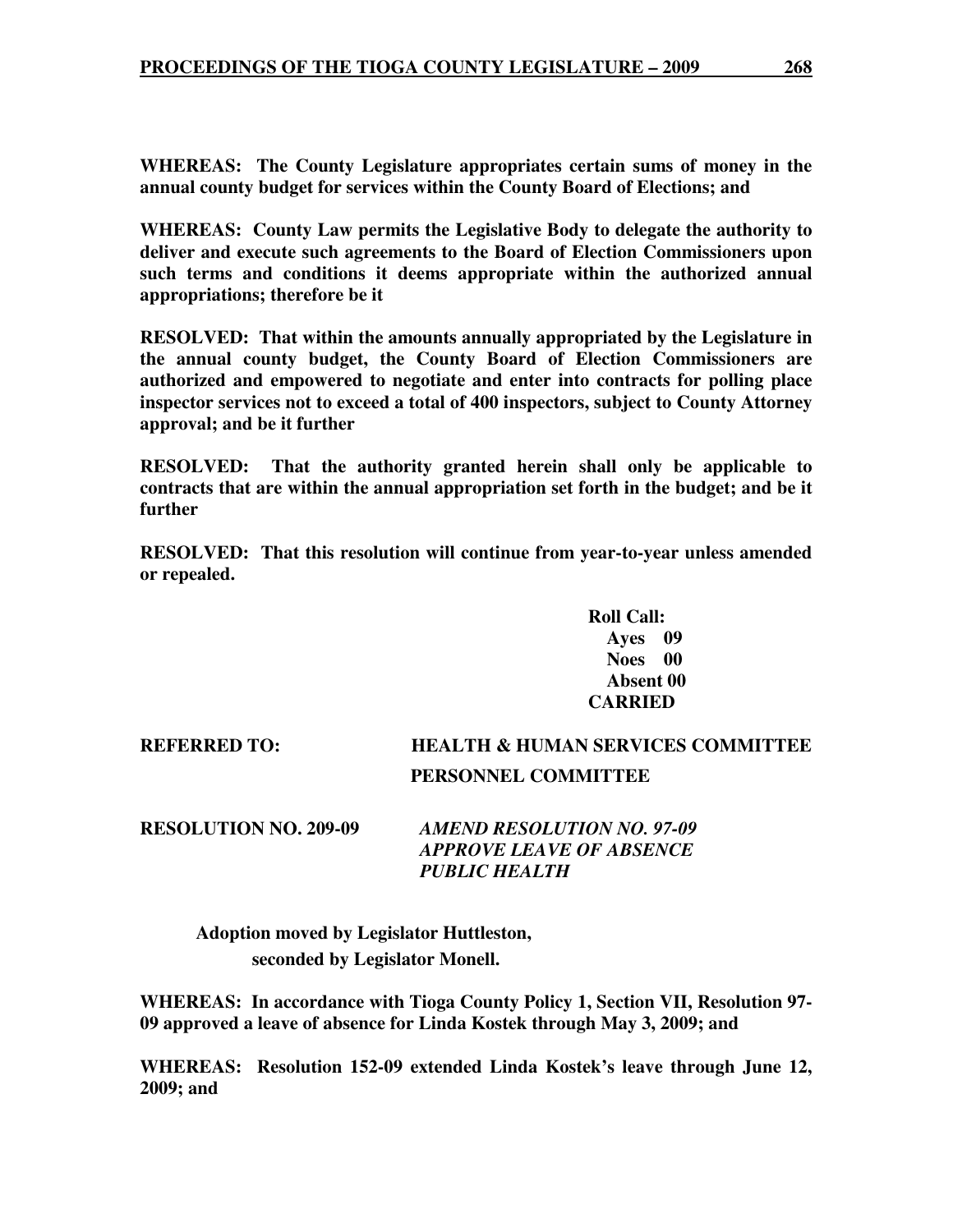**WHEREAS: The County Legislature appropriates certain sums of money in the annual county budget for services within the County Board of Elections; and**

**WHEREAS: County Law permits the Legislative Body to delegate the authority to deliver and execute such agreements to the Board of Election Commissioners upon such terms and conditions it deems appropriate within the authorized annual appropriations; therefore be it**

**RESOLVED: That within the amounts annually appropriated by the Legislature in the annual county budget, the County Board of Election Commissioners are authorized and empowered to negotiate and enter into contracts for polling place inspector services not to exceed a total of 400 inspectors, subject to County Attorney approval; and be it further**

**RESOLVED: That the authority granted herein shall only be applicable to contracts that are within the annual appropriation set forth in the budget; and be it further**

**RESOLVED: That this resolution will continue from year-to-year unless amended or repealed.**

**Roll Call:**
**Ayes 09**
**Noes 00**
**Absent 00**
**CARRIED**

**REFERRED TO: HEALTH & HUMAN SERVICES COMMITTEE**
**PERSONNEL COMMITTEE**

**RESOLUTION NO. 209-09** ***AMEND RESOLUTION NO. 97-09***
***APPROVE LEAVE OF ABSENCE***
***PUBLIC HEALTH***

**Adoption moved by Legislator Huttleston,**
**seconded by Legislator Monell.**

**WHEREAS: In accordance with Tioga County Policy 1, Section VII, Resolution 97-09 approved a leave of absence for Linda Kostek through May 3, 2009; and**

**WHEREAS: Resolution 152-09 extended Linda Kostek's leave through June 12, 2009; and**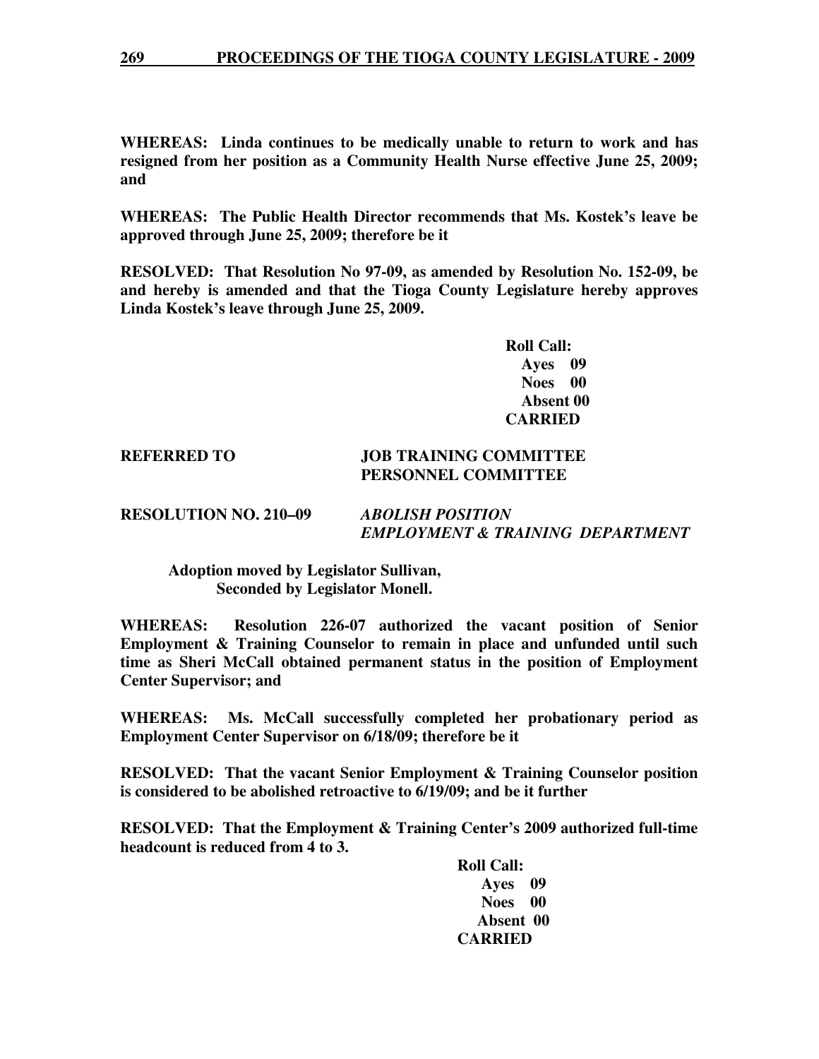**WHEREAS: Linda continues to be medically unable to return to work and has resigned from her position as a Community Health Nurse effective June 25, 2009; and**

**WHEREAS: The Public Health Director recommends that Ms. Kostek's leave be approved through June 25, 2009; therefore be it**

**RESOLVED: That Resolution No 97-09, as amended by Resolution No. 152-09, be and hereby is amended and that the Tioga County Legislature hereby approves Linda Kostek's leave through June 25, 2009.**

**Roll Call:**
**Ayes 09**
**Noes 00**
**Absent 00**
**CARRIED**

**REFERRED TO JOB TRAINING COMMITTEE**
**PERSONNEL COMMITTEE**

**RESOLUTION NO. 210–09** ***ABOLISH POSITION***
***EMPLOYMENT & TRAINING DEPARTMENT***

**Adoption moved by Legislator Sullivan,**
**Seconded by Legislator Monell.**

**WHEREAS: Resolution 226-07 authorized the vacant position of Senior Employment & Training Counselor to remain in place and unfunded until such time as Sheri McCall obtained permanent status in the position of Employment Center Supervisor; and**

**WHEREAS: Ms. McCall successfully completed her probationary period as Employment Center Supervisor on 6/18/09; therefore be it**

**RESOLVED: That the vacant Senior Employment & Training Counselor position is considered to be abolished retroactive to 6/19/09; and be it further**

**RESOLVED: That the Employment & Training Center's 2009 authorized full-time headcount is reduced from 4 to 3.**

**Roll Call:**
**Ayes 09**
**Noes 00**
**Absent 00**
**CARRIED**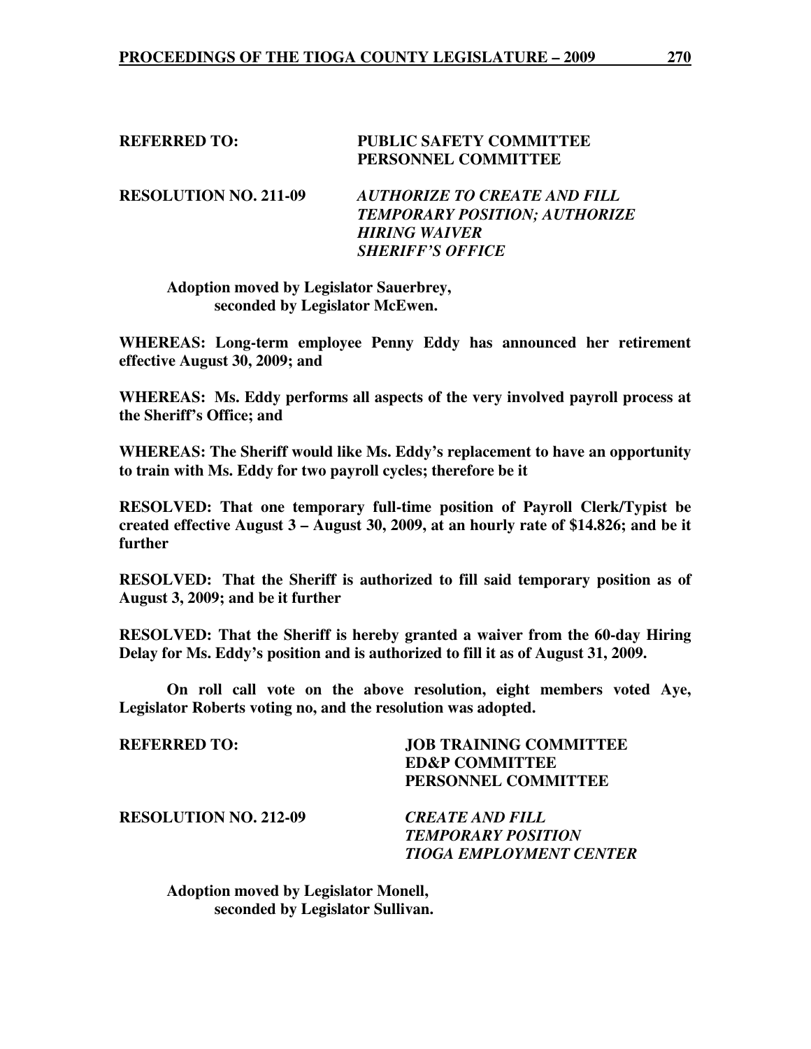**REFERRED TO: PUBLIC SAFETY COMMITTEE**
**PERSONNEL COMMITTEE**

**RESOLUTION NO. 211-09** ***AUTHORIZE TO CREATE AND FILL TEMPORARY POSITION; AUTHORIZE HIRING WAIVER SHERIFF'S OFFICE***

**Adoption moved by Legislator Sauerbrey, seconded by Legislator McEwen.**

**WHEREAS: Long-term employee Penny Eddy has announced her retirement effective August 30, 2009; and**

**WHEREAS: Ms. Eddy performs all aspects of the very involved payroll process at the Sheriff's Office; and**

**WHEREAS: The Sheriff would like Ms. Eddy's replacement to have an opportunity to train with Ms. Eddy for two payroll cycles; therefore be it**

**RESOLVED: That one temporary full-time position of Payroll Clerk/Typist be created effective August 3 – August 30, 2009, at an hourly rate of $14.826; and be it further**

**RESOLVED: That the Sheriff is authorized to fill said temporary position as of August 3, 2009; and be it further**

**RESOLVED: That the Sheriff is hereby granted a waiver from the 60-day Hiring Delay for Ms. Eddy's position and is authorized to fill it as of August 31, 2009.**

**On roll call vote on the above resolution, eight members voted Aye, Legislator Roberts voting no, and the resolution was adopted.**

**REFERRED TO: JOB TRAINING COMMITTEE**
**ED&P COMMITTEE**
**PERSONNEL COMMITTEE**

**RESOLUTION NO. 212-09** ***CREATE AND FILL TEMPORARY POSITION TIOGA EMPLOYMENT CENTER***

**Adoption moved by Legislator Monell, seconded by Legislator Sullivan.**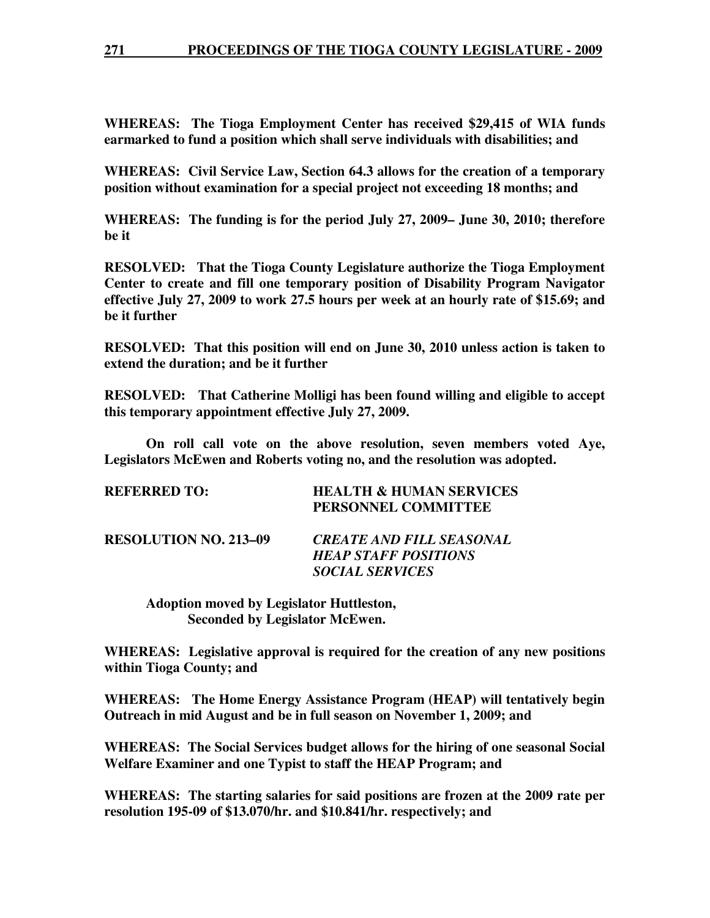**WHEREAS: The Tioga Employment Center has received $29,415 of WIA funds earmarked to fund a position which shall serve individuals with disabilities; and**

**WHEREAS: Civil Service Law, Section 64.3 allows for the creation of a temporary position without examination for a special project not exceeding 18 months; and**

**WHEREAS: The funding is for the period July 27, 2009– June 30, 2010; therefore be it**

**RESOLVED: That the Tioga County Legislature authorize the Tioga Employment Center to create and fill one temporary position of Disability Program Navigator effective July 27, 2009 to work 27.5 hours per week at an hourly rate of $15.69; and be it further**

**RESOLVED: That this position will end on June 30, 2010 unless action is taken to extend the duration; and be it further**

**RESOLVED: That Catherine Molligi has been found willing and eligible to accept this temporary appointment effective July 27, 2009.**

**On roll call vote on the above resolution, seven members voted Aye, Legislators McEwen and Roberts voting no, and the resolution was adopted.**

**REFERRED TO: HEALTH & HUMAN SERVICES PERSONNEL COMMITTEE**

**RESOLUTION NO. 213–09** ***CREATE AND FILL SEASONAL HEAP STAFF POSITIONS SOCIAL SERVICES***

**Adoption moved by Legislator Huttleston, Seconded by Legislator McEwen.**

**WHEREAS: Legislative approval is required for the creation of any new positions within Tioga County; and**

**WHEREAS: The Home Energy Assistance Program (HEAP) will tentatively begin Outreach in mid August and be in full season on November 1, 2009; and**

**WHEREAS: The Social Services budget allows for the hiring of one seasonal Social Welfare Examiner and one Typist to staff the HEAP Program; and**

**WHEREAS: The starting salaries for said positions are frozen at the 2009 rate per resolution 195-09 of $13.070/hr. and $10.841/hr. respectively; and**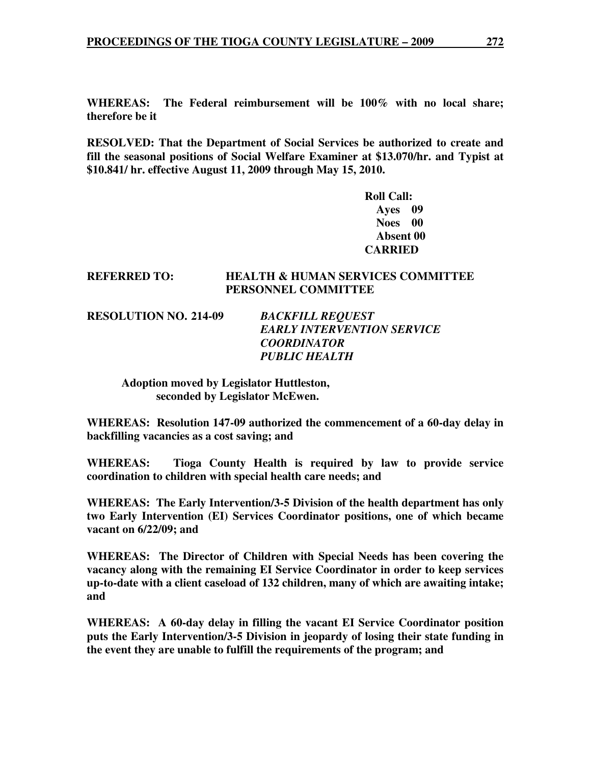**WHEREAS: The Federal reimbursement will be 100% with no local share; therefore be it**

**RESOLVED: That the Department of Social Services be authorized to create and fill the seasonal positions of Social Welfare Examiner at $13.070/hr. and Typist at $10.841/ hr. effective August 11, 2009 through May 15, 2010.**

**Roll Call:**
**Ayes 09**
**Noes 00**
**Absent 00**
**CARRIED**

**REFERRED TO: HEALTH & HUMAN SERVICES COMMITTEE**
**PERSONNEL COMMITTEE**

**RESOLUTION NO. 214-09** ***BACKFILL REQUEST***
***EARLY INTERVENTION SERVICE COORDINATOR***
***PUBLIC HEALTH***

**Adoption moved by Legislator Huttleston, seconded by Legislator McEwen.**

**WHEREAS: Resolution 147-09 authorized the commencement of a 60-day delay in backfilling vacancies as a cost saving; and**

**WHEREAS: Tioga County Health is required by law to provide service coordination to children with special health care needs; and**

**WHEREAS: The Early Intervention/3-5 Division of the health department has only two Early Intervention (EI) Services Coordinator positions, one of which became vacant on 6/22/09; and**

**WHEREAS: The Director of Children with Special Needs has been covering the vacancy along with the remaining EI Service Coordinator in order to keep services up-to-date with a client caseload of 132 children, many of which are awaiting intake; and**

**WHEREAS: A 60-day delay in filling the vacant EI Service Coordinator position puts the Early Intervention/3-5 Division in jeopardy of losing their state funding in the event they are unable to fulfill the requirements of the program; and**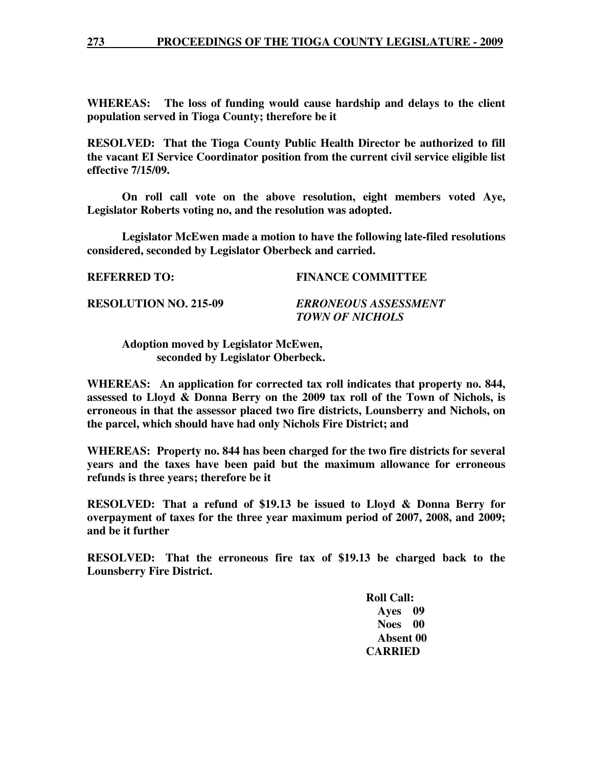**WHEREAS: The loss of funding would cause hardship and delays to the client population served in Tioga County; therefore be it**

**RESOLVED: That the Tioga County Public Health Director be authorized to fill the vacant EI Service Coordinator position from the current civil service eligible list effective 7/15/09.**

**On roll call vote on the above resolution, eight members voted Aye, Legislator Roberts voting no, and the resolution was adopted.**

**Legislator McEwen made a motion to have the following late-filed resolutions considered, seconded by Legislator Oberbeck and carried.**

**REFERRED TO:** **FINANCE COMMITTEE**

**RESOLUTION NO. 215-09** ***ERRONEOUS ASSESSMENT TOWN OF NICHOLS***

**Adoption moved by Legislator McEwen, seconded by Legislator Oberbeck.**

**WHEREAS: An application for corrected tax roll indicates that property no. 844, assessed to Lloyd & Donna Berry on the 2009 tax roll of the Town of Nichols, is erroneous in that the assessor placed two fire districts, Lounsberry and Nichols, on the parcel, which should have had only Nichols Fire District; and**

**WHEREAS: Property no. 844 has been charged for the two fire districts for several years and the taxes have been paid but the maximum allowance for erroneous refunds is three years; therefore be it**

**RESOLVED: That a refund of $19.13 be issued to Lloyd & Donna Berry for overpayment of taxes for the three year maximum period of 2007, 2008, and 2009; and be it further**

**RESOLVED: That the erroneous fire tax of $19.13 be charged back to the Lounsberry Fire District.**

**Roll Call:**
**Ayes 09**
**Noes 00**
**Absent 00**
**CARRIED**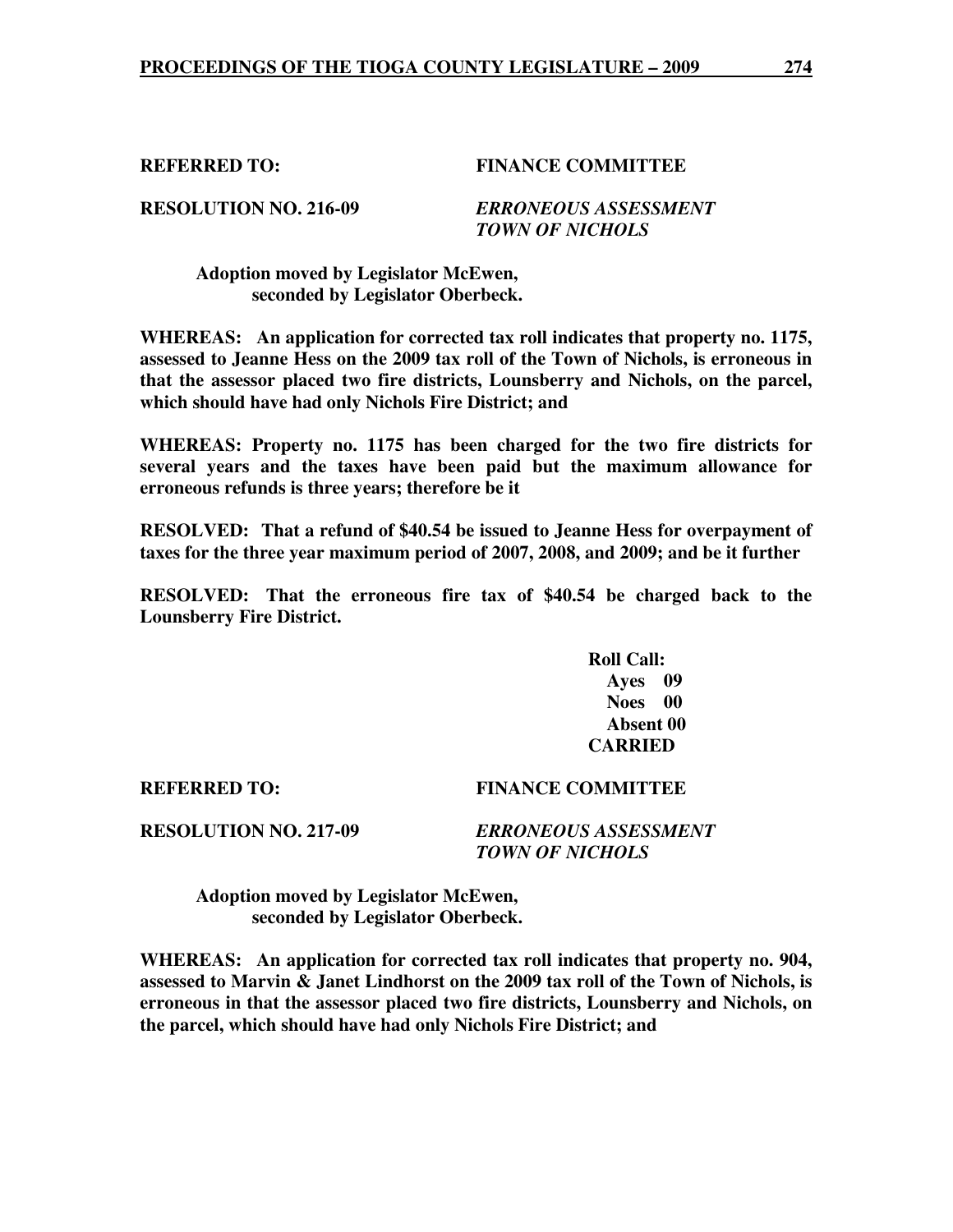**REFERRED TO:** **FINANCE COMMITTEE**

**RESOLUTION NO. 216-09** ***ERRONEOUS ASSESSMENT TOWN OF NICHOLS***

**Adoption moved by Legislator McEwen, seconded by Legislator Oberbeck.**

**WHEREAS: An application for corrected tax roll indicates that property no. 1175, assessed to Jeanne Hess on the 2009 tax roll of the Town of Nichols, is erroneous in that the assessor placed two fire districts, Lounsberry and Nichols, on the parcel, which should have had only Nichols Fire District; and**

**WHEREAS: Property no. 1175 has been charged for the two fire districts for several years and the taxes have been paid but the maximum allowance for erroneous refunds is three years; therefore be it**

**RESOLVED: That a refund of $40.54 be issued to Jeanne Hess for overpayment of taxes for the three year maximum period of 2007, 2008, and 2009; and be it further**

**RESOLVED: That the erroneous fire tax of $40.54 be charged back to the Lounsberry Fire District.**

**Roll Call:**
**Ayes 09**
**Noes 00**
**Absent 00**
**CARRIED**

**REFERRED TO:** **FINANCE COMMITTEE**

**RESOLUTION NO. 217-09** ***ERRONEOUS ASSESSMENT TOWN OF NICHOLS***

**Adoption moved by Legislator McEwen, seconded by Legislator Oberbeck.**

**WHEREAS: An application for corrected tax roll indicates that property no. 904, assessed to Marvin & Janet Lindhorst on the 2009 tax roll of the Town of Nichols, is erroneous in that the assessor placed two fire districts, Lounsberry and Nichols, on the parcel, which should have had only Nichols Fire District; and**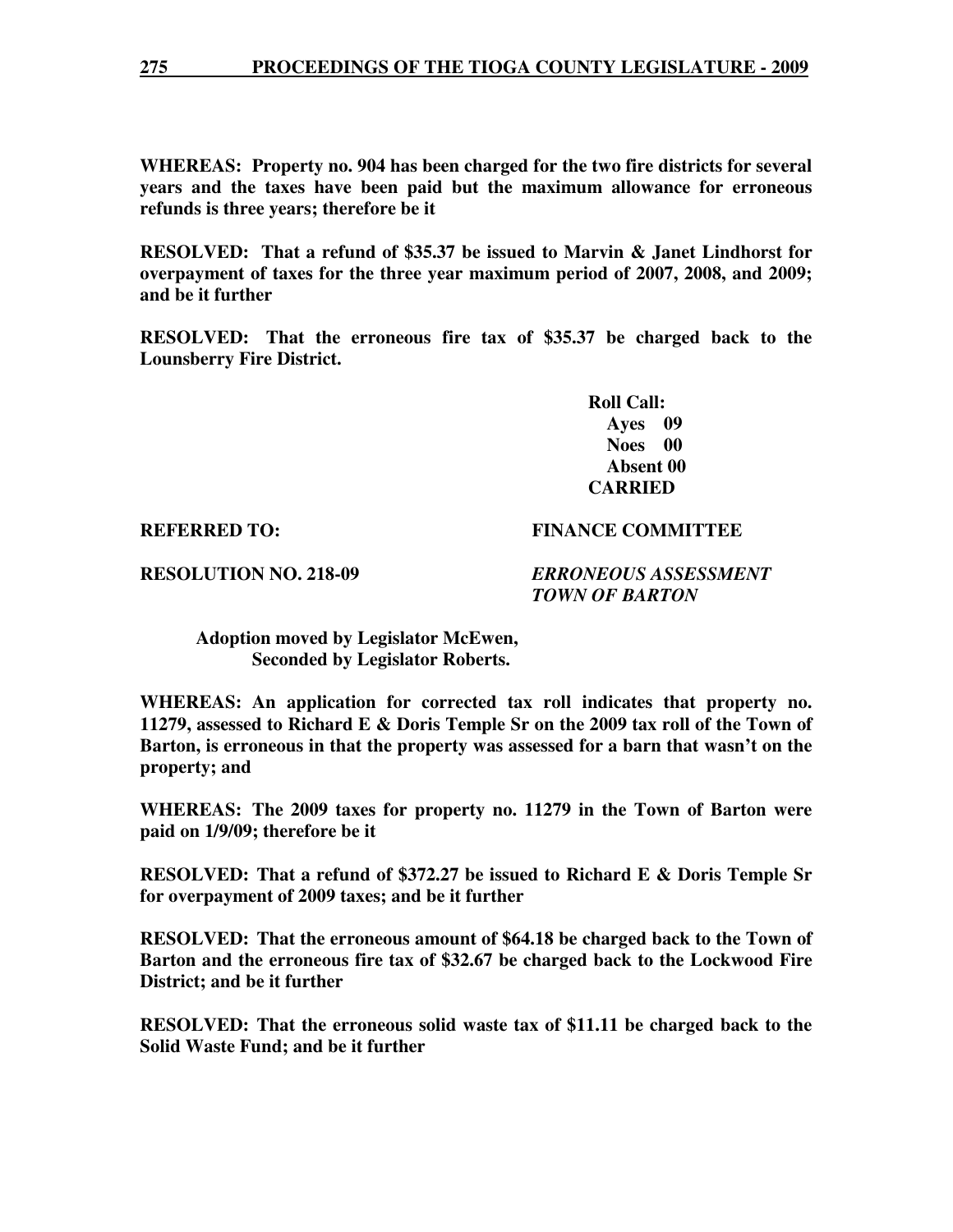**WHEREAS: Property no. 904 has been charged for the two fire districts for several years and the taxes have been paid but the maximum allowance for erroneous refunds is three years; therefore be it**

**RESOLVED: That a refund of $35.37 be issued to Marvin & Janet Lindhorst for overpayment of taxes for the three year maximum period of 2007, 2008, and 2009; and be it further**

**RESOLVED: That the erroneous fire tax of $35.37 be charged back to the Lounsberry Fire District.**

**Roll Call:**
**Ayes 09**
**Noes 00**
**Absent 00**
**CARRIED**

**REFERRED TO: FINANCE COMMITTEE**

**RESOLUTION NO. 218-09** ***ERRONEOUS ASSESSMENT TOWN OF BARTON***

**Adoption moved by Legislator McEwen,**
**Seconded by Legislator Roberts.**

**WHEREAS: An application for corrected tax roll indicates that property no. 11279, assessed to Richard E & Doris Temple Sr on the 2009 tax roll of the Town of Barton, is erroneous in that the property was assessed for a barn that wasn't on the property; and**

**WHEREAS: The 2009 taxes for property no. 11279 in the Town of Barton were paid on 1/9/09; therefore be it**

**RESOLVED: That a refund of $372.27 be issued to Richard E & Doris Temple Sr for overpayment of 2009 taxes; and be it further**

**RESOLVED: That the erroneous amount of $64.18 be charged back to the Town of Barton and the erroneous fire tax of $32.67 be charged back to the Lockwood Fire District; and be it further**

**RESOLVED: That the erroneous solid waste tax of $11.11 be charged back to the Solid Waste Fund; and be it further**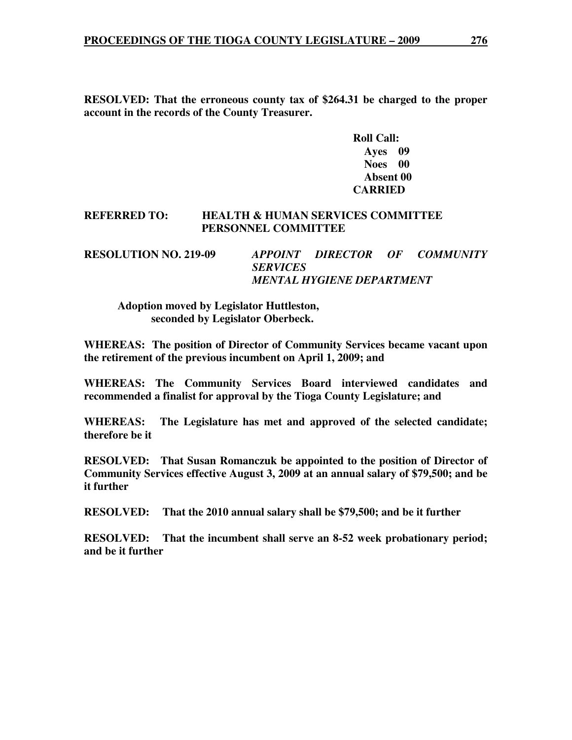**RESOLVED: That the erroneous county tax of $264.31 be charged to the proper account in the records of the County Treasurer.**

**Roll Call:**
**Ayes 09**
**Noes 00**
**Absent 00**
**CARRIED**

**REFERRED TO: HEALTH & HUMAN SERVICES COMMITTEE**
**PERSONNEL COMMITTEE**

**RESOLUTION NO. 219-09** ***APPOINT DIRECTOR OF COMMUNITY SERVICES***
***MENTAL HYGIENE DEPARTMENT***

**Adoption moved by Legislator Huttleston, seconded by Legislator Oberbeck.**

**WHEREAS: The position of Director of Community Services became vacant upon the retirement of the previous incumbent on April 1, 2009; and**

**WHEREAS: The Community Services Board interviewed candidates and recommended a finalist for approval by the Tioga County Legislature; and**

**WHEREAS: The Legislature has met and approved of the selected candidate; therefore be it**

**RESOLVED: That Susan Romanczuk be appointed to the position of Director of Community Services effective August 3, 2009 at an annual salary of $79,500; and be it further**

**RESOLVED: That the 2010 annual salary shall be $79,500; and be it further**

**RESOLVED: That the incumbent shall serve an 8-52 week probationary period; and be it further**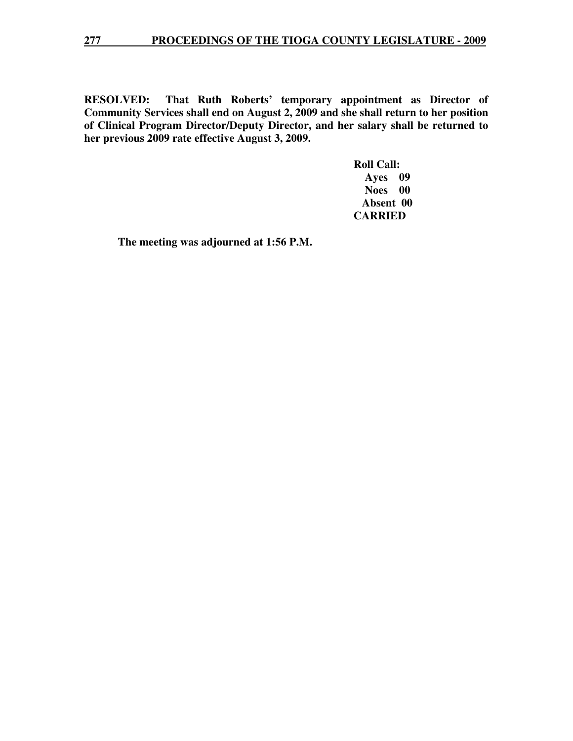**RESOLVED: That Ruth Roberts' temporary appointment as Director of Community Services shall end on August 2, 2009 and she shall return to her position of Clinical Program Director/Deputy Director, and her salary shall be returned to her previous 2009 rate effective August 3, 2009.**

**Roll Call:**
**Ayes 09**
**Noes 00**
**Absent 00**
**CARRIED**

**The meeting was adjourned at 1:56 P.M.**